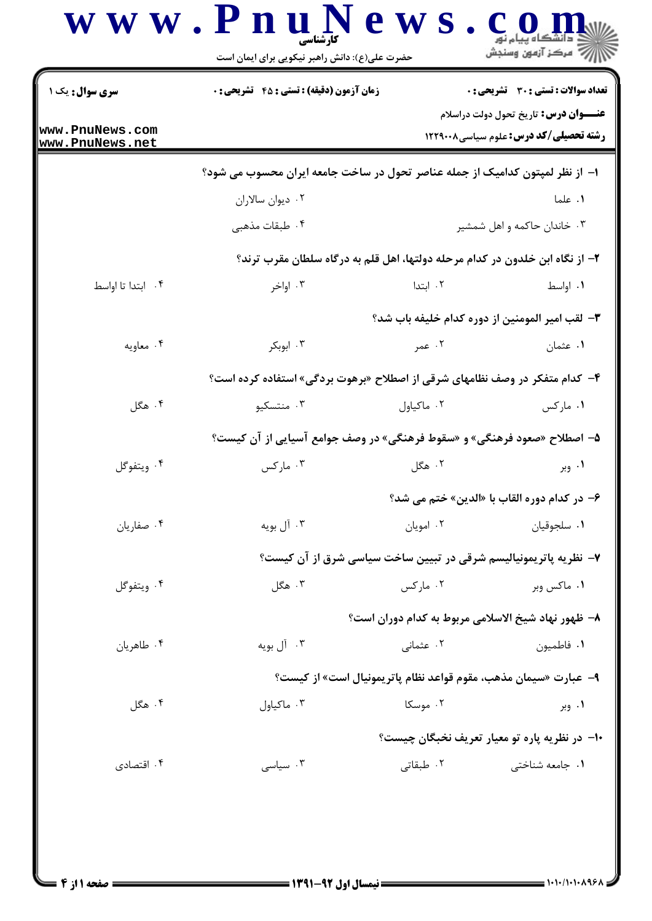کارشناسی

حضرت علی(ع): دانش راهبر نیکویی برای ایمان است

**سری سوال:** یک ۱

**زمان آزمون (دقیقه) : تستی : ۴۵ تشریحی : ۰**

**تعداد سوالات : تستی : ۳۰ تشریحی : ۰**

**عنـــوان درس:** تاریخ تحول دولت دراسلام

**رشته تحصیلی/کد درس:** علوم سیاسی ۱۲۲۹۰۰۸

۱- از نظر لمپتون کدامیک از جمله عناصر تحول در ساخت جامعه ایران محسوب می شود؟

۱. علما
۲. دیوان سالاران
۳. خاندان حاکمه و اهل شمشیر
۴. طبقات مذهبی

۲- از نگاه ابن خلدون در کدام مرحله دولتها، اهل قلم به درگاه سلطان مقرب ترند؟

۱. اواسط
۲. ابتدا
۳. اواخر
۴. ابتدا تا اواسط

۳- لقب امیر المومنین از دوره کدام خلیفه باب شد؟

۱. عثمان
۲. عمر
۳. ابوبکر
۴. معاویه

۴- کدام متفکر در وصف نظامهای شرقی از اصطلاح «برهوت بردگی» استفاده کرده است؟

۱. مارکس
۲. ماکیاول
۳. منتسکیو
۴. هگل

۵- اصطلاح «صعود فرهنگی» و «سقوط فرهنگی» در وصف جوامع آسیایی از آن کیست؟

۱. وبر
۲. هگل
۳. مارکس
۴. ویتفوگل

۶- در کدام دوره القاب با «الدین» ختم می شد؟

۱. سلجوقیان
۲. امویان
۳. آل بویه
۴. صفاریان

۷- نظریه پاتریمونیالیسم شرقی در تبیین ساخت سیاسی شرق از آن کیست؟

۱. ماکس وبر
۲. مارکس
۳. هگل
۴. ویتفوگل

۸- ظهور نهاد شیخ الاسلامی مربوط به کدام دوران است؟

۱. فاطمیون
۲. عثمانی
۳. آل بویه
۴. طاهریان

۹- عبارت «سیمان مذهب، مقوم قواعد نظام پاتریمونیال است» از کیست؟

۱. وبر
۲. موسکا
۳. ماکیاول
۴. هگل

۱۰- در نظریه پاره تو معیار تعریف نخبگان چیست؟

۱. جامعه شناختی
۲. طبقاتی
۳. سیاسی
۴. اقتصادی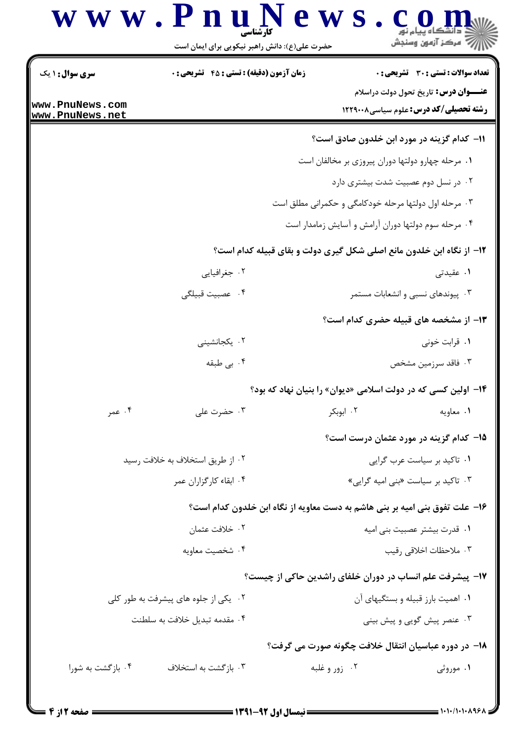**سری سوال:** ۱ یک

**زمان آزمون (دقیقه) : تستی : ۴۵ تشریحی : ۰**

**تعداد سوالات : تستی : ۳۰ تشریحی : ۰**

**عنـــوان درس:** تاریخ تحول دولت دراسلام

**رشته تحصیلی/کد درس:** علوم سیاسی۱۲۲۹۰۰۸

**۱۱- کدام گزینه در مورد ابن خلدون صادق است؟**

۱. مرحله چهارو دولتها دوران پیروزی بر مخالفان است

۲. در نسل دوم عصبیت شدت بیشتری دارد

۳. مرحله اول دولتها مرحله خودکامگی و حکمرانی مطلق است

۴. مرحله سوم دولتها دوران آرامش و آسایش زمامدار است

**۱۲- از نگاه ابن خلدون مانع اصلی شکل گیری دولت و بقای قبیله کدام است؟**

۱. عقیدتی

۲. جغرافیایی

۳. پیوندهای نسبی و انشعابات مستمر

۴. عصبیت قبیلگی

**۱۳- از مشخصه های قبیله حضری کدام است؟**

۱. قرابت خونی

۲. یکجانشینی

۳. فاقد سرزمین مشخص

۴. بی طبقه

**۱۴- اولین کسی که در دولت اسلامی «دیوان» را بنیان نهاد که بود؟**

۱. معاویه

۲. ابوبکر

۳. حضرت علی

۴. عمر

**۱۵- کدام گزینه در مورد عثمان درست است؟**

۱. تاکید بر سیاست عرب گرایی

۲. از طریق استخلاف به خلافت رسید

۳. تاکید بر سیاست «بنی امیه گرایی»

۴. ابقاء کارگزاران عمر

**۱۶- علت تفوق بنی امیه بر بنی هاشم به دست معاویه از نگاه ابن خلدون کدام است؟**

۱. قدرت بیشتر عصبیت بنی امیه

۲. خلافت عثمان

۳. ملاحظات اخلاقی رقیب

۴. شخصیت معاویه

**۱۷- پیشرفت علم انساب در دوران خلفای راشدین حاکی از چیست؟**

۱. اهمیت بارز قبیله و بستگیهای آن

۲. یکی از جلوه های پیشرفت به طور کلی

۳. عنصر پیش گویی و پیش بینی

۴. مقدمه تبدیل خلافت به سلطنت

**۱۸- در دوره عباسیان انتقال خلافت چگونه صورت می گرفت؟**

۱. موروثی

۲. زور و غلبه

۳. بازگشت به استخلاف

۴. بازگشت به شورا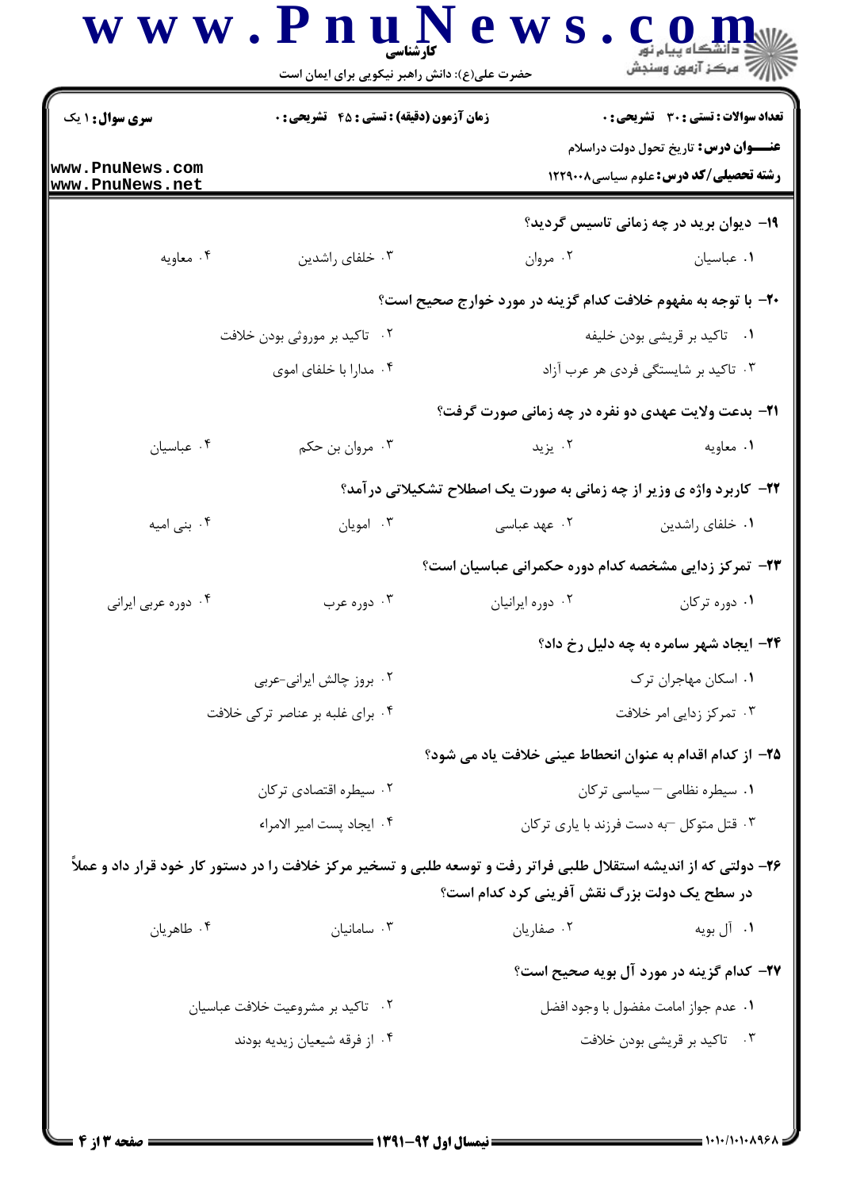۱۹- دیوان برید در چه زمانی تاسیس گردید؟

۱. عباسیان
۲. مروان
۳. خلفای راشدین
۴. معاویه

۲۰- با توجه به مفهوم خلافت کدام گزینه در مورد خوارج صحیح است؟

۱. تاکید بر قریشی بودن خلیفه
۲. تاکید بر موروثی بودن خلافت
۳. تاکید بر شایستگی فردی هر عرب آزاد
۴. مدارا با خلفای اموی

۲۱- بدعت ولایت عهدی دو نفره در چه زمانی صورت گرفت؟

۱. معاویه
۲. یزید
۳. مروان بن حکم
۴. عباسیان

۲۲- کاربرد واژه ی وزیر از چه زمانی به صورت یک اصطلاح تشکیلاتی درآمد؟

۱. خلفای راشدین
۲. عهد عباسی
۳. امویان
۴. بنی امیه

۲۳- تمرکز زدایی مشخصه کدام دوره حکمرانی عباسیان است؟

۱. دوره ترکان
۲. دوره ایرانیان
۳. دوره عرب
۴. دوره عربی ایرانی

۲۴- ایجاد شهر سامره به چه دلیل رخ داد؟

۱. اسکان مهاجران ترک
۲. بروز چالش ایرانی-عربی
۳. تمرکز زدایی امر خلافت
۴. برای غلبه بر عناصر ترکی خلافت

۲۵- از کدام اقدام به عنوان انحطاط عینی خلافت یاد می شود؟

۱. سیطره نظامی – سیاسی ترکان
۲. سیطره اقتصادی ترکان
۳. قتل متوکل –به دست فرزند با یاری ترکان
۴. ایجاد پست امیر الامراء

۲۶- دولتی که از اندیشه استقلال طلبی فراتر رفت و توسعه طلبی و تسخیر مرکز خلافت را در دستور کار خود قرار داد و عملاً در سطح یک دولت بزرگ نقش آفرینی کرد کدام است؟

۱. آل بویه
۲. صفاریان
۳. سامانیان
۴. طاهریان

۲۷- کدام گزینه در مورد آل بویه صحیح است؟

۱. عدم جواز امامت مفضول با وجود افضل
۲. تاکید بر مشروعیت خلافت عباسیان
۳. تاکید بر قریشی بودن خلافت
۴. از فرقه شیعیان زیدیه بودند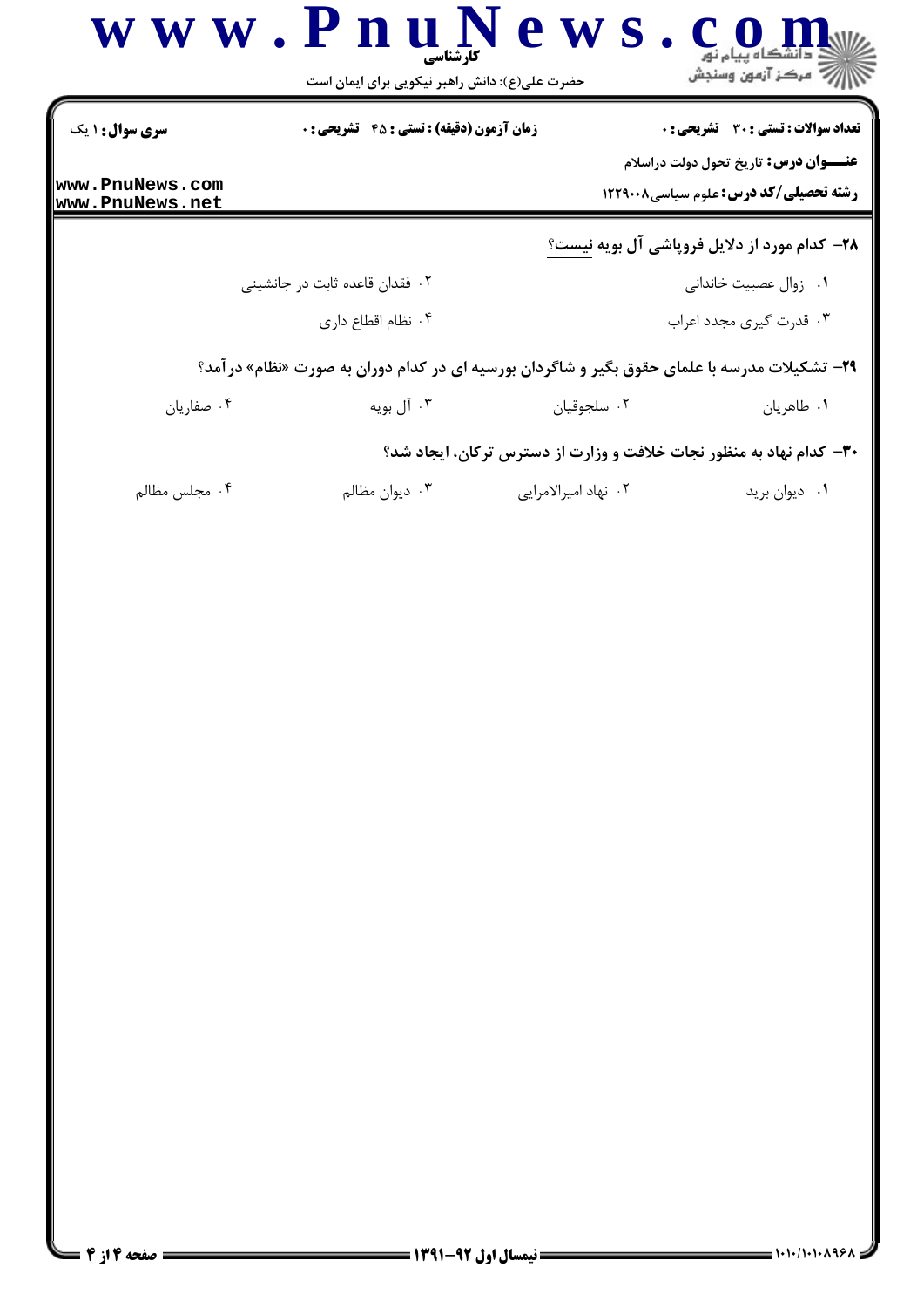**۲۸- کدام مورد از دلایل فروپاشی آل بویه نیست؟**

۱. زوال عصبیت خاندانی

۲. فقدان قاعده ثابت در جانشینی

۳. قدرت گیری مجدد اعراب

۴. نظام اقطاع داری

**۲۹- تشکیلات مدرسه با علمای حقوق بگیر و شاگردان بورسیه ای در کدام دوران به صورت «نظام» درآمد؟**

۱. طاهریان

۲. سلجوقیان

۳. آل بویه

۴. صفاریان

**۳۰- کدام نهاد به منظور نجات خلافت و وزارت از دسترس ترکان، ایجاد شد؟**

۱. دیوان برید

۲. نهاد امیرالامرایی

۳. دیوان مظالم

۴. مجلس مظالم